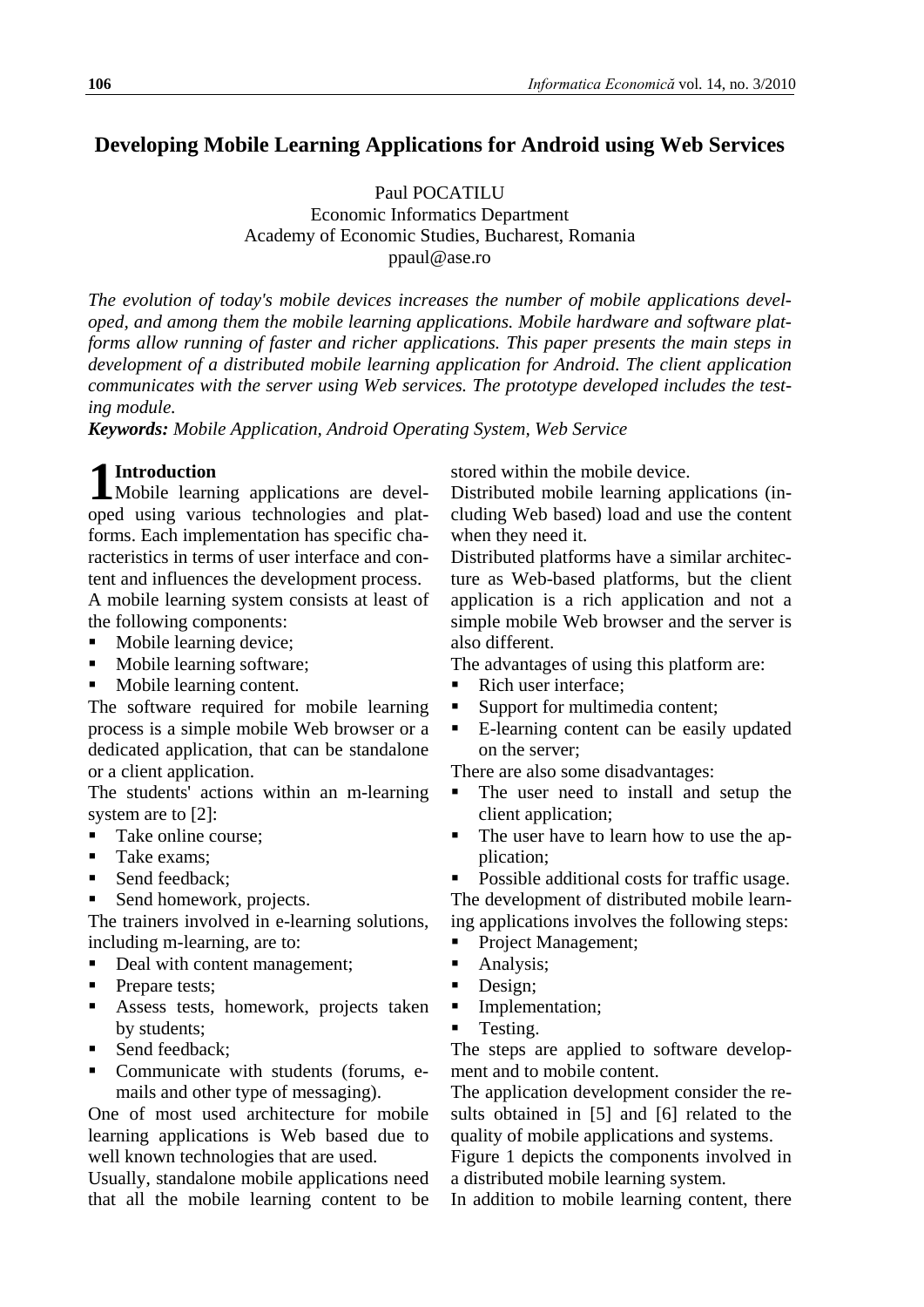# Developing Mobile Learning Applications for Android using Web Services

Paul POCATILU
Economic Informatics Department
Academy of Economic Studies, Bucharest, Romania
ppaul@ase.ro

*The evolution of today's mobile devices increases the number of mobile applications developed, and among them the mobile learning applications. Mobile hardware and software platforms allow running of faster and richer applications. This paper presents the main steps in development of a distributed mobile learning application for Android. The client application communicates with the server using Web services. The prototype developed includes the testing module.*

***Keywords:*** *Mobile Application, Android Operating System, Web Service*

## 1 Introduction

Mobile learning applications are developed using various technologies and platforms. Each implementation has specific characteristics in terms of user interface and content and influences the development process.

A mobile learning system consists at least of the following components:

- Mobile learning device;
- Mobile learning software;
- Mobile learning content.

The software required for mobile learning process is a simple mobile Web browser or a dedicated application, that can be standalone or a client application.

The students' actions within an m-learning system are to [2]:

- Take online course;
- Take exams;
- Send feedback;
- Send homework, projects.

The trainers involved in e-learning solutions, including m-learning, are to:

- Deal with content management;
- Prepare tests;
- Assess tests, homework, projects taken by students;
- Send feedback;
- Communicate with students (forums, e-mails and other type of messaging).

One of most used architecture for mobile learning applications is Web based due to well known technologies that are used.

Usually, standalone mobile applications need that all the mobile learning content to be stored within the mobile device.

Distributed mobile learning applications (including Web based) load and use the content when they need it.

Distributed platforms have a similar architecture as Web-based platforms, but the client application is a rich application and not a simple mobile Web browser and the server is also different.

The advantages of using this platform are:

- Rich user interface;
- Support for multimedia content;
- E-learning content can be easily updated on the server;

There are also some disadvantages:

- The user need to install and setup the client application;
- The user have to learn how to use the application;
- Possible additional costs for traffic usage.

The development of distributed mobile learning applications involves the following steps:

- Project Management;
- Analysis;
- Design;
- Implementation;
- Testing.

The steps are applied to software development and to mobile content.

The application development consider the results obtained in [5] and [6] related to the quality of mobile applications and systems.

Figure 1 depicts the components involved in a distributed mobile learning system.

In addition to mobile learning content, there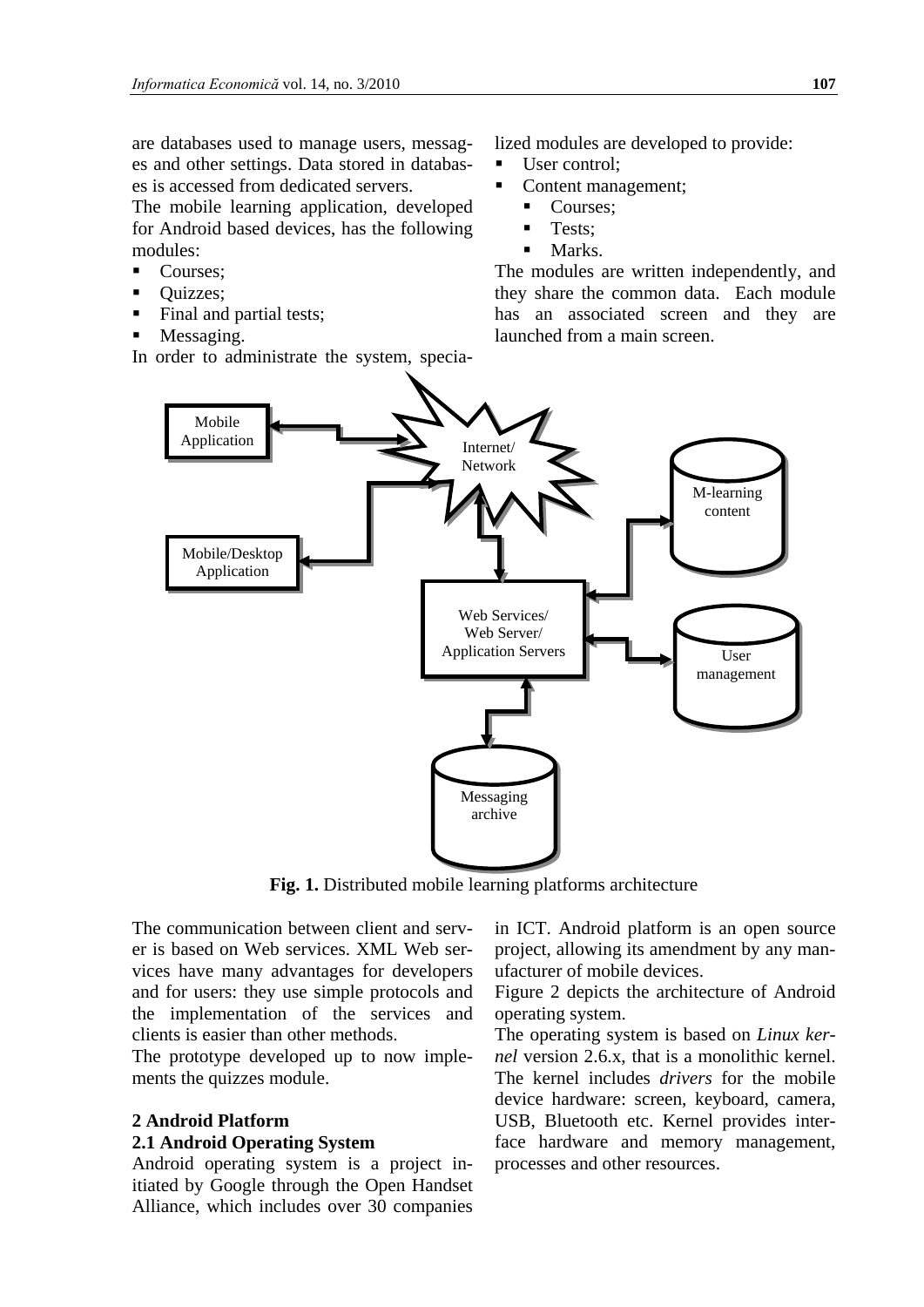are databases used to manage users, messages and other settings. Data stored in databases is accessed from dedicated servers.

The mobile learning application, developed for Android based devices, has the following modules:

- Courses;
- Quizzes;
- Final and partial tests;
- Messaging.

In order to administrate the system, specialized modules are developed to provide:

- User control;
- Content management;
  - Courses;
  - Tests;
  - Marks.

The modules are written independently, and they share the common data. Each module has an associated screen and they are launched from a main screen.

**Fig. 1.** Distributed mobile learning platforms architecture

The communication between client and server is based on Web services. XML Web services have many advantages for developers and for users: they use simple protocols and the implementation of the services and clients is easier than other methods.

The prototype developed up to now implements the quizzes module.

## 2 Android Platform

### 2.1 Android Operating System

Android operating system is a project initiated by Google through the Open Handset Alliance, which includes over 30 companies in ICT. Android platform is an open source project, allowing its amendment by any manufacturer of mobile devices.

Figure 2 depicts the architecture of Android operating system.

The operating system is based on *Linux kernel* version 2.6.x, that is a monolithic kernel. The kernel includes *drivers* for the mobile device hardware: screen, keyboard, camera, USB, Bluetooth etc. Kernel provides interface hardware and memory management, processes and other resources.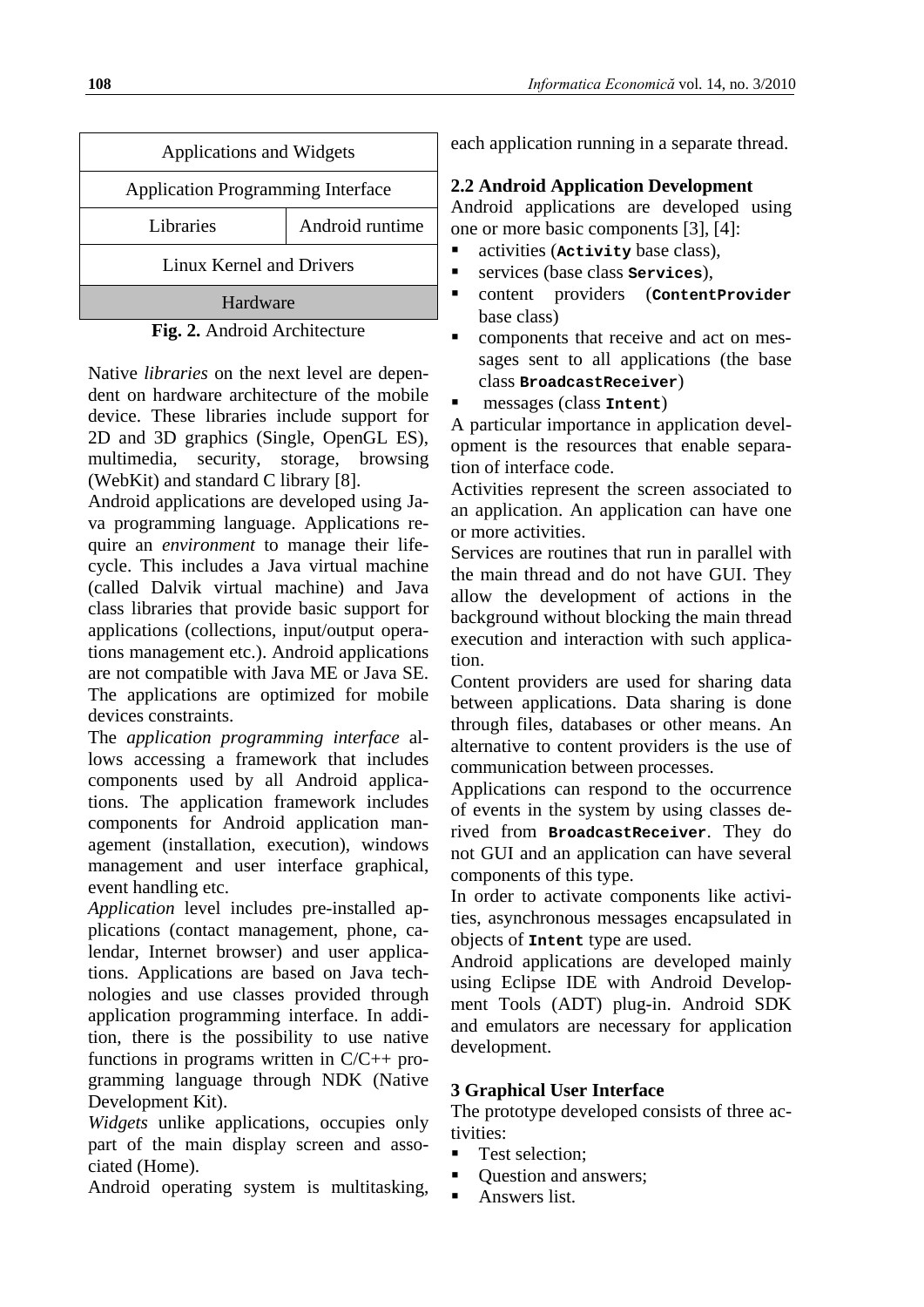| Applications and Widgets | |
|---|---|
| Application Programming Interface | |
| Libraries | Android runtime |
| Linux Kernel and Drivers | |
| Hardware | |

**Fig. 2.** Android Architecture

Native *libraries* on the next level are dependent on hardware architecture of the mobile device. These libraries include support for 2D and 3D graphics (Single, OpenGL ES), multimedia, security, storage, browsing (WebKit) and standard C library [8].

Android applications are developed using Java programming language. Applications require an *environment* to manage their lifecycle. This includes a Java virtual machine (called Dalvik virtual machine) and Java class libraries that provide basic support for applications (collections, input/output operations management etc.). Android applications are not compatible with Java ME or Java SE. The applications are optimized for mobile devices constraints.

The *application programming interface* allows accessing a framework that includes components used by all Android applications. The application framework includes components for Android application management (installation, execution), windows management and user interface graphical, event handling etc.

*Application* level includes pre-installed applications (contact management, phone, calendar, Internet browser) and user applications. Applications are based on Java technologies and use classes provided through application programming interface. In addition, there is the possibility to use native functions in programs written in C/C++ programming language through NDK (Native Development Kit).

*Widgets* unlike applications, occupies only part of the main display screen and associated (Home).

Android operating system is multitasking, each application running in a separate thread.

## 2.2 Android Application Development

Android applications are developed using one or more basic components [3], [4]:

- activities (**`Activity`** base class),
- services (base class **`Services`**),
- content providers (**`ContentProvider`** base class)
- components that receive and act on messages sent to all applications (the base class **`BroadcastReceiver`**)
- messages (class **`Intent`**)

A particular importance in application development is the resources that enable separation of interface code.

Activities represent the screen associated to an application. An application can have one or more activities.

Services are routines that run in parallel with the main thread and do not have GUI. They allow the development of actions in the background without blocking the main thread execution and interaction with such application.

Content providers are used for sharing data between applications. Data sharing is done through files, databases or other means. An alternative to content providers is the use of communication between processes.

Applications can respond to the occurrence of events in the system by using classes derived from **`BroadcastReceiver`**. They do not GUI and an application can have several components of this type.

In order to activate components like activities, asynchronous messages encapsulated in objects of **`Intent`** type are used.

Android applications are developed mainly using Eclipse IDE with Android Development Tools (ADT) plug-in. Android SDK and emulators are necessary for application development.

# 3 Graphical User Interface

The prototype developed consists of three activities:

- Test selection;
- Question and answers;
- Answers list.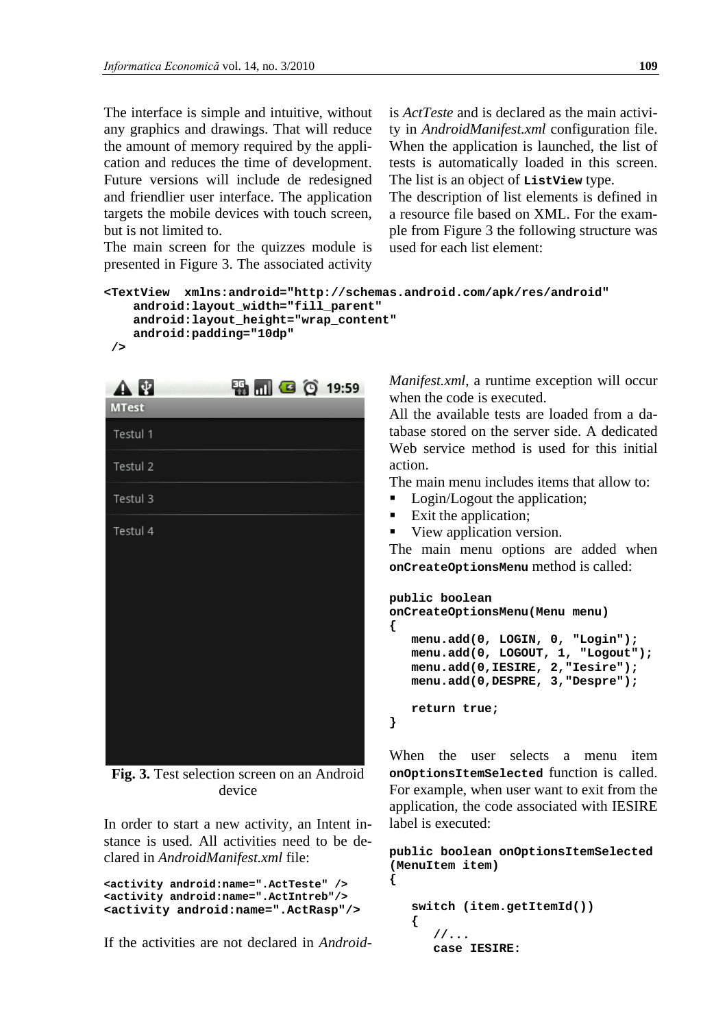The interface is simple and intuitive, without any graphics and drawings. That will reduce the amount of memory required by the application and reduces the time of development. Future versions will include de redesigned and friendlier user interface. The application targets the mobile devices with touch screen, but is not limited to.

The main screen for the quizzes module is presented in Figure 3. The associated activity is *ActTeste* and is declared as the main activity in *AndroidManifest.xml* configuration file. When the application is launched, the list of tests is automatically loaded in this screen. The list is an object of **ListView** type.

The description of list elements is defined in a resource file based on XML. For the example from Figure 3 the following structure was used for each list element:

```
<TextView  xmlns:android="http://schemas.android.com/apk/res/android"
    android:layout_width="fill_parent"
    android:layout_height="wrap_content"
    android:padding="10dp"
 />
```

**Fig. 3.** Test selection screen on an Android device

In order to start a new activity, an Intent instance is used. All activities need to be declared in *AndroidManifest.xml* file:

```
<activity android:name=".ActTeste" />
<activity android:name=".ActIntreb"/>
<activity android:name=".ActRasp"/>
```

If the activities are not declared in *AndroidManifest.xml*, a runtime exception will occur when the code is executed.

All the available tests are loaded from a database stored on the server side. A dedicated Web service method is used for this initial action.

The main menu includes items that allow to:

- Login/Logout the application;
- Exit the application;
- View application version.

The main menu options are added when **onCreateOptionsMenu** method is called:

```
public boolean
onCreateOptionsMenu(Menu menu)
{
   menu.add(0, LOGIN, 0, "Login");
   menu.add(0, LOGOUT, 1, "Logout");
   menu.add(0,IESIRE, 2,"Iesire");
   menu.add(0,DESPRE, 3,"Despre");

   return true;
}
```

When the user selects a menu item **onOptionsItemSelected** function is called. For example, when user want to exit from the application, the code associated with IESIRE label is executed:

```
public boolean onOptionsItemSelected
(MenuItem item)
{

   switch (item.getItemId())
   {
      //...
      case IESIRE:
```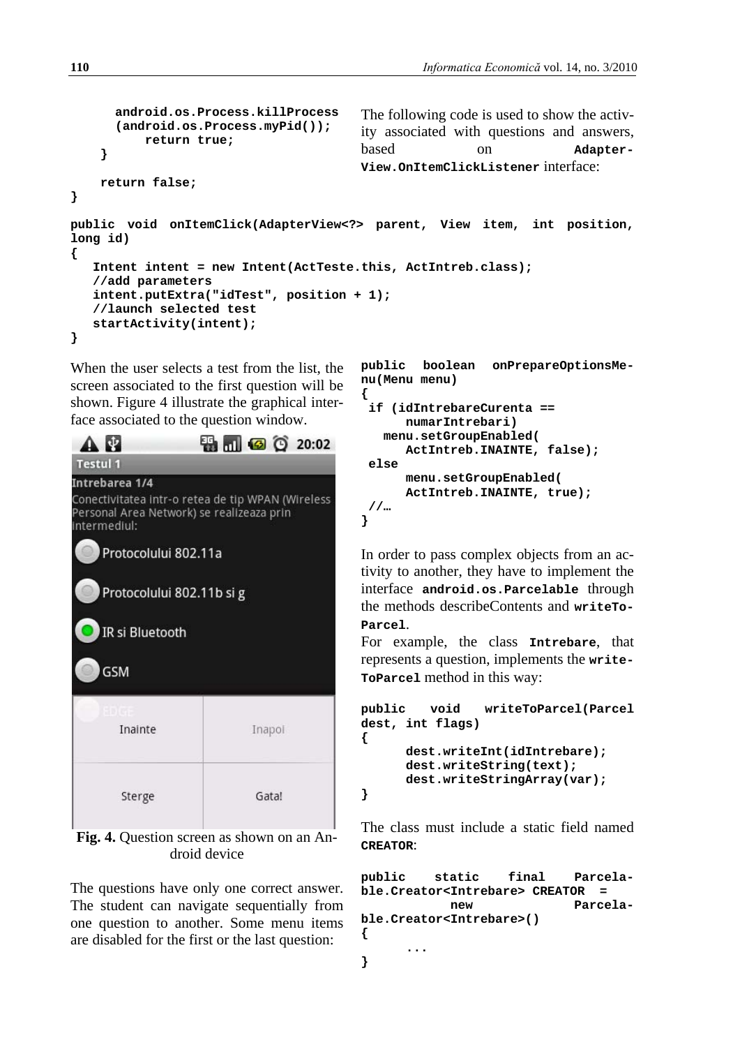```
        android.os.Process.killProcess
        (android.os.Process.myPid());
            return true;
    }

    return false;
}
```

The following code is used to show the activity associated with questions and answers, based on **AdapterView.OnItemClickListener** interface:

```
public void onItemClick(AdapterView<?> parent, View item, int position, long id)
{
   Intent intent = new Intent(ActTeste.this, ActIntreb.class);
   //add parameters
   intent.putExtra("idTest", position + 1);
   //launch selected test
   startActivity(intent);
}
```

When the user selects a test from the list, the screen associated to the first question will be shown. Figure 4 illustrate the graphical interface associated to the question window.

**Fig. 4.** Question screen as shown on an Android device

The questions have only one correct answer. The student can navigate sequentially from one question to another. Some menu items are disabled for the first or the last question:

```
public boolean onPrepareOptionsMenu(Menu menu)
{
 if (idIntrebareCurenta ==
       numarIntrebari)
    menu.setGroupEnabled(
       ActIntreb.INAINTE, false);
 else
       menu.setGroupEnabled(
       ActIntreb.INAINTE, true);
 //…
}
```

In order to pass complex objects from an activity to another, they have to implement the interface **android.os.Parcelable** through the methods describeContents and **writeToParcel**.

For example, the class **Intrebare**, that represents a question, implements the **writeToParcel** method in this way:

```
public void writeToParcel(Parcel dest, int flags)
{
      dest.writeInt(idIntrebare);
      dest.writeString(text);
      dest.writeStringArray(var);
}
```

The class must include a static field named **CREATOR**:

```
public static final Parcelable.Creator<Intrebare> CREATOR =
          new Parcelable.Creator<Intrebare>()
{
      ...
}
```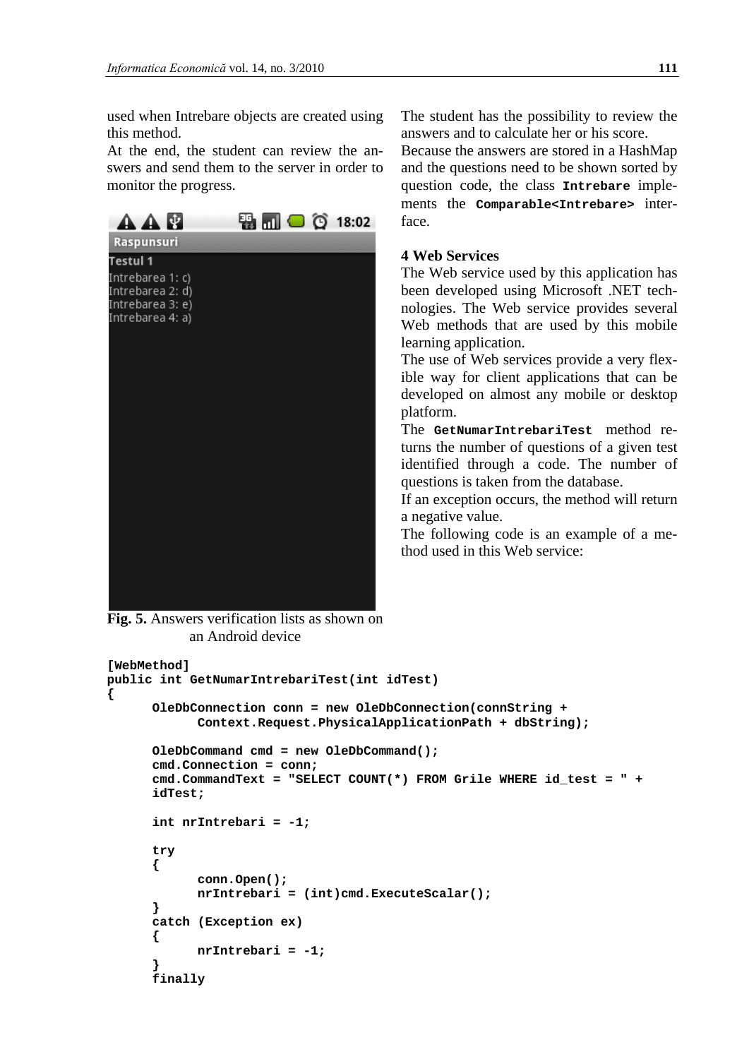used when Intrebare objects are created using this method.

At the end, the student can review the answers and send them to the server in order to monitor the progress.

Fig. 5. Answers verification lists as shown on an Android device

The student has the possibility to review the answers and to calculate her or his score.

Because the answers are stored in a HashMap and the questions need to be shown sorted by question code, the class **Intrebare** implements the **Comparable<Intrebare>** interface.

## 4 Web Services

The Web service used by this application has been developed using Microsoft .NET technologies. The Web service provides several Web methods that are used by this mobile learning application.

The use of Web services provide a very flexible way for client applications that can be developed on almost any mobile or desktop platform.

The **GetNumarIntrebariTest** method returns the number of questions of a given test identified through a code. The number of questions is taken from the database.

If an exception occurs, the method will return a negative value.

The following code is an example of a method used in this Web service:

```
[WebMethod]
public int GetNumarIntrebariTest(int idTest)
{
      OleDbConnection conn = new OleDbConnection(connString +
            Context.Request.PhysicalApplicationPath + dbString);

      OleDbCommand cmd = new OleDbCommand();
      cmd.Connection = conn;
      cmd.CommandText = "SELECT COUNT(*) FROM Grile WHERE id_test = " +
      idTest;

      int nrIntrebari = -1;

      try
      {
            conn.Open();
            nrIntrebari = (int)cmd.ExecuteScalar();
      }
      catch (Exception ex)
      {
            nrIntrebari = -1;
      }
      finally
```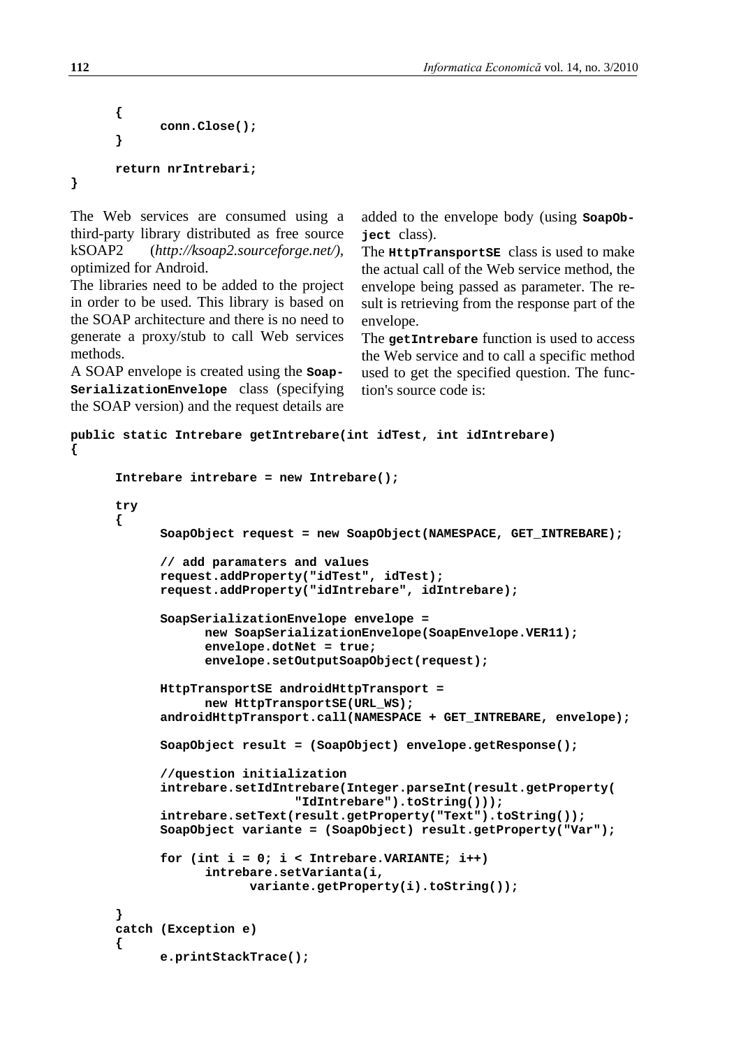```
    {
        conn.Close();
    }

    return nrIntrebari;
}
```

The Web services are consumed using a third-party library distributed as free source kSOAP2 (*http://ksoap2.sourceforge.net/)*, optimized for Android.

The libraries need to be added to the project in order to be used. This library is based on the SOAP architecture and there is no need to generate a proxy/stub to call Web services methods.

A SOAP envelope is created using the **SoapSerializationEnvelope** class (specifying the SOAP version) and the request details are added to the envelope body (using **SoapObject** class).

The **HttpTransportSE** class is used to make the actual call of the Web service method, the envelope being passed as parameter. The result is retrieving from the response part of the envelope.

The **getIntrebare** function is used to access the Web service and to call a specific method used to get the specified question. The function's source code is:

```
public static Intrebare getIntrebare(int idTest, int idIntrebare)
{

    Intrebare intrebare = new Intrebare();

    try
    {
        SoapObject request = new SoapObject(NAMESPACE, GET_INTREBARE);

        // add paramaters and values
        request.addProperty("idTest", idTest);
        request.addProperty("idIntrebare", idIntrebare);

        SoapSerializationEnvelope envelope =
            new SoapSerializationEnvelope(SoapEnvelope.VER11);
            envelope.dotNet = true;
            envelope.setOutputSoapObject(request);

        HttpTransportSE androidHttpTransport =
            new HttpTransportSE(URL_WS);
        androidHttpTransport.call(NAMESPACE + GET_INTREBARE, envelope);

        SoapObject result = (SoapObject) envelope.getResponse();

        //question initialization
        intrebare.setIdIntrebare(Integer.parseInt(result.getProperty(
                        "IdIntrebare").toString()));
        intrebare.setText(result.getProperty("Text").toString());
        SoapObject variante = (SoapObject) result.getProperty("Var");

        for (int i = 0; i < Intrebare.VARIANTE; i++)
            intrebare.setVarianta(i,
                variante.getProperty(i).toString());

    }
    catch (Exception e)
    {
        e.printStackTrace();
```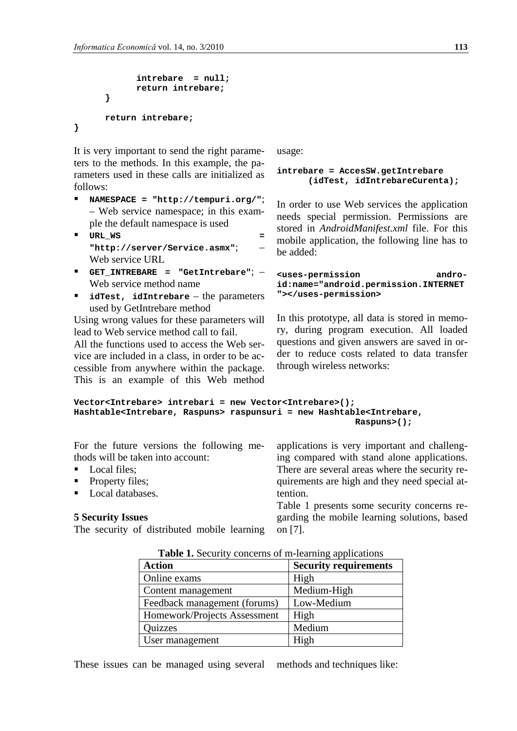```
            intrebare  = null;
            return intrebare;
      }

      return intrebare;
}
```

It is very important to send the right parameters to the methods. In this example, the parameters used in these calls are initialized as follows:

- **`NAMESPACE = "http://tempuri.org/"`**; – Web service namespace; in this example the default namespace is used
- **`URL_WS = "http://server/Service.asmx"`**; – Web service URL
- **`GET_INTREBARE = "GetIntrebare"`**; – Web service method name
- **`idTest, idIntrebare`** – the parameters used by GetIntrebare method

Using wrong values for these parameters will lead to Web service method call to fail.

All the functions used to access the Web service are included in a class, in order to be accessible from anywhere within the package. This is an example of this Web method usage:

```
intrebare = AccesSW.getIntrebare
      (idTest, idIntrebareCurenta);
```

In order to use Web services the application needs special permission. Permissions are stored in *AndroidManifest.xml* file. For this mobile application, the following line has to be added:

```
<uses-permission android:name="android.permission.INTERNET
"></uses-permission>
```

In this prototype, all data is stored in memory, during program execution. All loaded questions and given answers are saved in order to reduce costs related to data transfer through wireless networks:

```
Vector<Intrebare> intrebari = new Vector<Intrebare>();
Hashtable<Intrebare, Raspuns> raspunsuri = new Hashtable<Intrebare,
                                                   Raspuns>();
```

For the future versions the following methods will be taken into account:

- Local files;
- Property files;
- Local databases.

## 5 Security Issues

The security of distributed mobile learning applications is very important and challenging compared with stand alone applications. There are several areas where the security requirements are high and they need special attention.

Table 1 presents some security concerns regarding the mobile learning solutions, based on [7].

**Table 1.** Security concerns of m-learning applications

| **Action** | **Security requirements** |
|---|---|
| Online exams | High |
| Content management | Medium-High |
| Feedback management (forums) | Low-Medium |
| Homework/Projects Assessment | High |
| Quizzes | Medium |
| User management | High |

These issues can be managed using several methods and techniques like: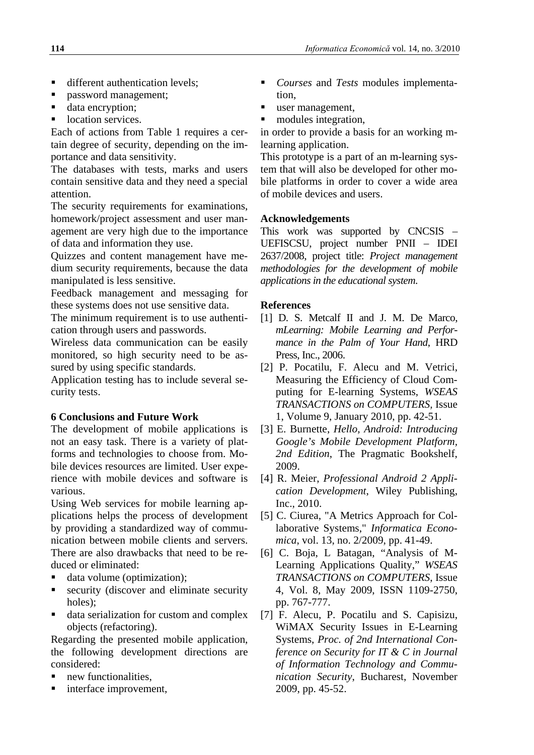- different authentication levels;
- password management;
- data encryption;
- location services.

Each of actions from Table 1 requires a certain degree of security, depending on the importance and data sensitivity.

The databases with tests, marks and users contain sensitive data and they need a special attention.

The security requirements for examinations, homework/project assessment and user management are very high due to the importance of data and information they use.

Quizzes and content management have medium security requirements, because the data manipulated is less sensitive.

Feedback management and messaging for these systems does not use sensitive data.

The minimum requirement is to use authentication through users and passwords.

Wireless data communication can be easily monitored, so high security need to be assured by using specific standards.

Application testing has to include several security tests.

## 6 Conclusions and Future Work

The development of mobile applications is not an easy task. There is a variety of platforms and technologies to choose from. Mobile devices resources are limited. User experience with mobile devices and software is various.

Using Web services for mobile learning applications helps the process of development by providing a standardized way of communication between mobile clients and servers. There are also drawbacks that need to be reduced or eliminated:

- data volume (optimization);
- security (discover and eliminate security holes);
- data serialization for custom and complex objects (refactoring).

Regarding the presented mobile application, the following development directions are considered:

- new functionalities,
- interface improvement,
- *Courses* and *Tests* modules implementation,
- user management,
- modules integration,

in order to provide a basis for an working m-learning application.

This prototype is a part of an m-learning system that will also be developed for other mobile platforms in order to cover a wide area of mobile devices and users.

## Acknowledgements

This work was supported by CNCSIS – UEFISCSU, project number PNII – IDEI 2637/2008, project title: *Project management methodologies for the development of mobile applications in the educational system.*

## References

[1] D. S. Metcalf II and J. M. De Marco, *mLearning: Mobile Learning and Performance in the Palm of Your Hand*, HRD Press, Inc., 2006.

[2] P. Pocatilu, F. Alecu and M. Vetrici, Measuring the Efficiency of Cloud Computing for E-learning Systems, *WSEAS TRANSACTIONS on COMPUTERS*, Issue 1, Volume 9, January 2010, pp. 42-51.

[3] E. Burnette, *Hello, Android: Introducing Google's Mobile Development Platform, 2nd Edition*, The Pragmatic Bookshelf, 2009.

[4] R. Meier, *Professional Android 2 Application Development*, Wiley Publishing, Inc., 2010.

[5] C. Ciurea, "A Metrics Approach for Collaborative Systems," *Informatica Economica*, vol. 13, no. 2/2009, pp. 41-49.

[6] C. Boja, L Batagan, "Analysis of M-Learning Applications Quality," *WSEAS TRANSACTIONS on COMPUTERS*, Issue 4, Vol. 8, May 2009, ISSN 1109-2750, pp. 767-777.

[7] F. Alecu, P. Pocatilu and S. Capisizu, WiMAX Security Issues in E-Learning Systems, *Proc. of 2nd International Conference on Security for IT & C in Journal of Information Technology and Communication Security*, Bucharest, November 2009, pp. 45-52.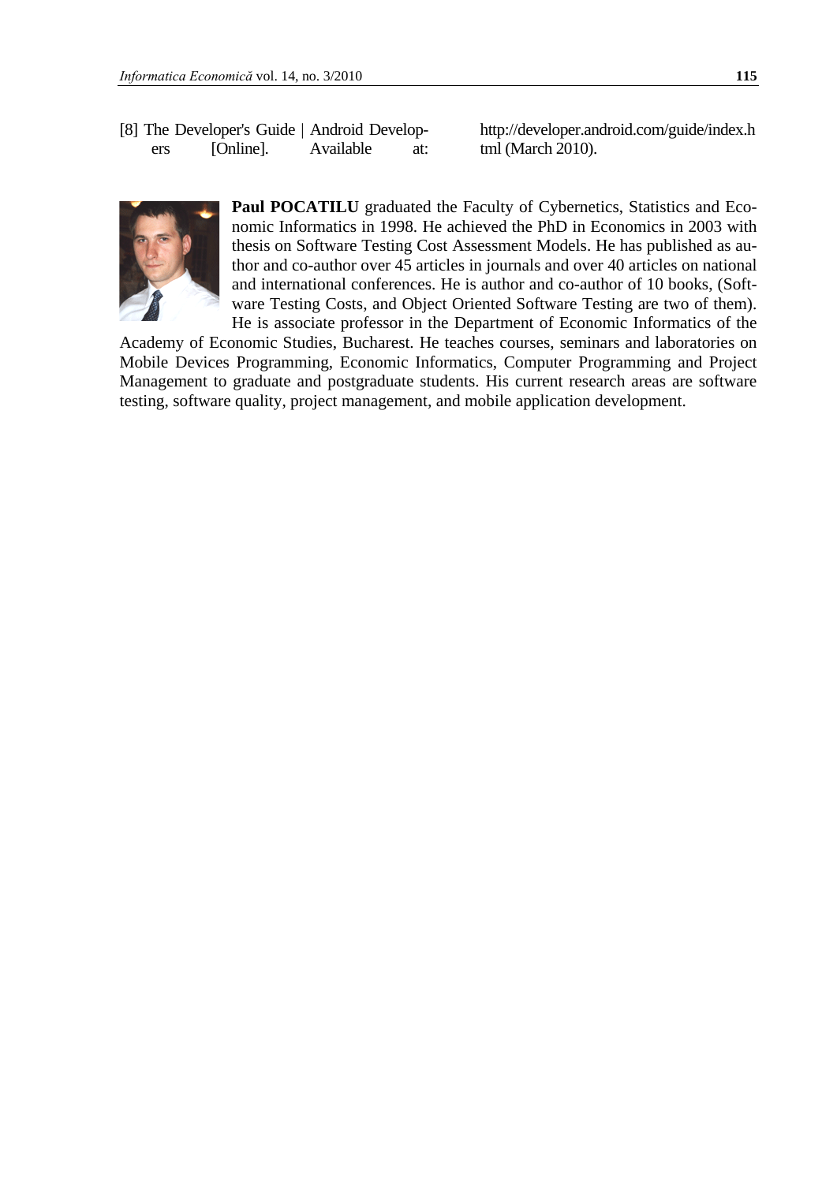[8] The Developer's Guide | Android Developers [Online]. Available at: http://developer.android.com/guide/index.html (March 2010).

**Paul POCATILU** graduated the Faculty of Cybernetics, Statistics and Economic Informatics in 1998. He achieved the PhD in Economics in 2003 with thesis on Software Testing Cost Assessment Models. He has published as author and co-author over 45 articles in journals and over 40 articles on national and international conferences. He is author and co-author of 10 books, (Software Testing Costs, and Object Oriented Software Testing are two of them). He is associate professor in the Department of Economic Informatics of the Academy of Economic Studies, Bucharest. He teaches courses, seminars and laboratories on Mobile Devices Programming, Economic Informatics, Computer Programming and Project Management to graduate and postgraduate students. His current research areas are software testing, software quality, project management, and mobile application development.